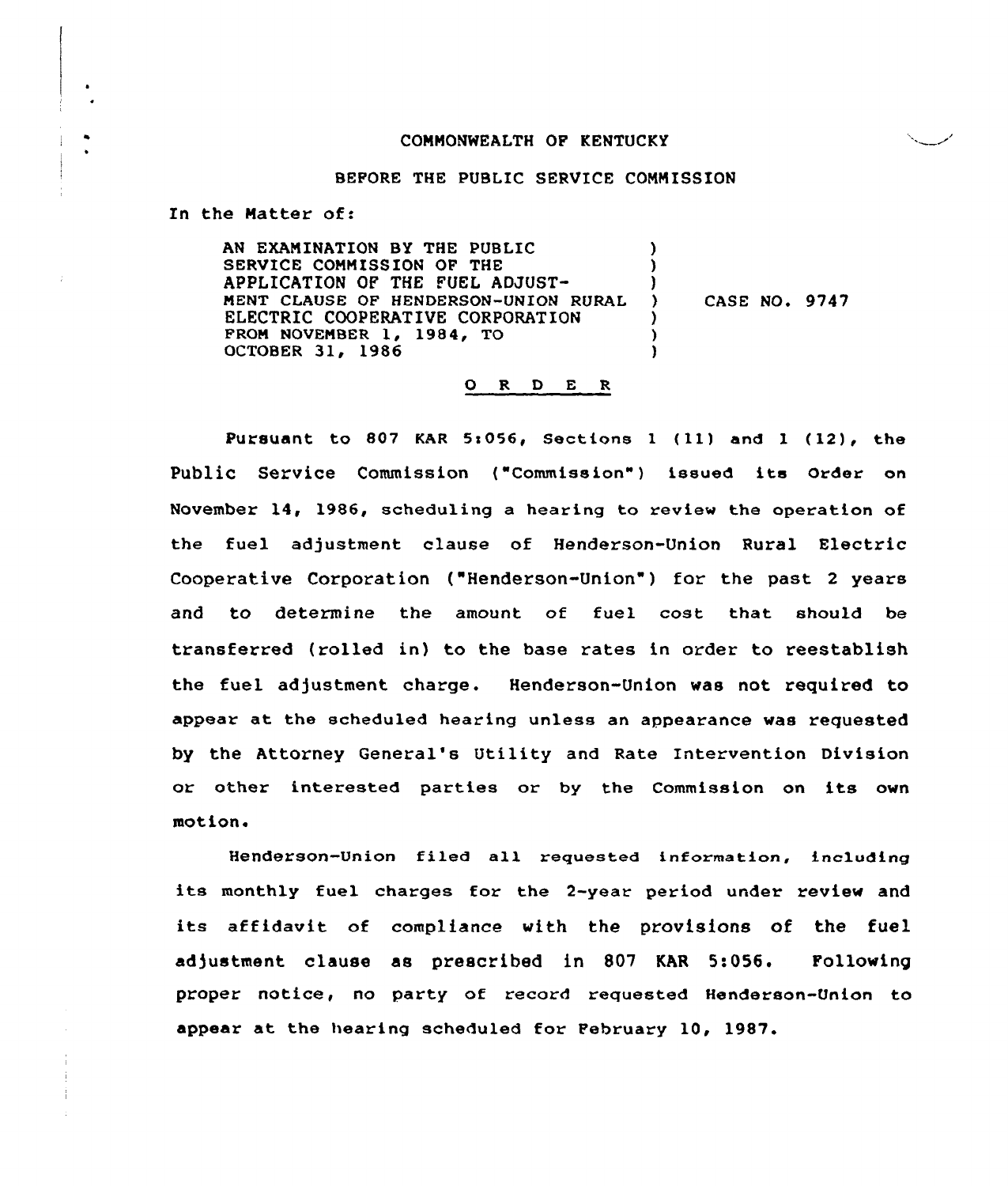COMMONWEALTH OF KENTUCKY

BEFORE THE PUBLIC SERVICE COMMISSION

In the Matter of:

AN EXAMINATION BY THE PUBLIC SERVICE COMMISSION OF THE APPLICATION OF THE FUEL ADJUSTMENT CLAUSE OF HENDERSON-UNION RURAL ELECTRIC COOPERATIVE CORPORATION FROM NOVEMBER 1, 1984, TO OCTOBER 31, 1986 ) CASE NO. 9747

## O R D E R

Pursuant to 807 KAR 5:056, Sections 1 (11) and 1 (12), the Public Service Commission ("Commission") issued its Order on November 14, 1986, scheduling a hearing to review the operation of the fuel adjustment clause of Henderson-Union Rural Electric Cooperative Corporation ("Henderson-Union") for the past 2 years and to determine the amount of fuel cost that should be transferred (rolled in) to the base rates in order to reestablish the fuel adjustment charge. Henderson-Union was not required to appear at the scheduled hearing unless an appearance was requested by the Attorney General's Utility and Rate Intervention Division or other interested parties or by the Commission on its own motion.

Henderson-Union filed all requested information, including its monthly fuel charges for the 2-year period under review and its affidavit of compliance with the provisions of the fuel adjustment clause as prescribed in 807 KAR 5:056. Following proper notice, no party of record requested Henderson-Union to appear at the hearing scheduled for February 10, 1987.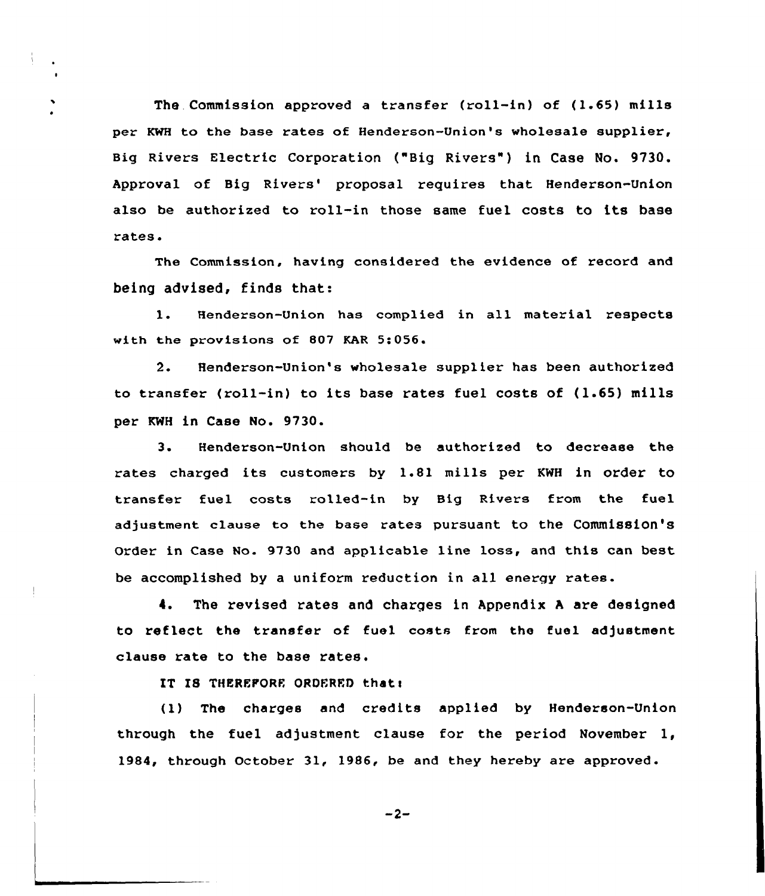The Commission approved a transfer (roll-in) of (1.65) mills per KWH to the base rates of Henderson-Union's wholesale supplier, Big Rivers Electric Corporation ("Big Rivers") in Case No. 9730. Approval of Big Rivers' proposal requires that Henderson-Union also be authorized to roll-in those same fuel costs to its base rates.

The Commission, having considered the evidence of record and being advised, finds that:

1. Henderson-Union has complied in all material respects with the provisions of 807 KAR 5:056.

2. Henderson-Union's wholesale supplier has been authorized to transfer (roll-in) to its base rates fuel costs of (1.65) mills per KWH in Case No. 9730.

3. Henderson-Union should be authorized to decrease the rates charged its customers by 1.81 mills per KWH in order to transfer fuel costs rolled-in by Big Rivers from the fuel adjustment clause to the base rates pursuant to the Commission's Order in Case No. 9730 and applicable line loss, and this can best be accomplished by a uniform reduction in all energy rates.

4. The revised rates and charges in Appendix A are designed to reflect the transfer of fuel costs from the fuel adjustment clause rate to the base rates.

IT IS THEREFORE ORDERED that:

(1) The charges and credits applied by Henderson-Union through the fuel adjustment clause for the period November 1, 1984, through October 31, 1986, be and they hereby are approved.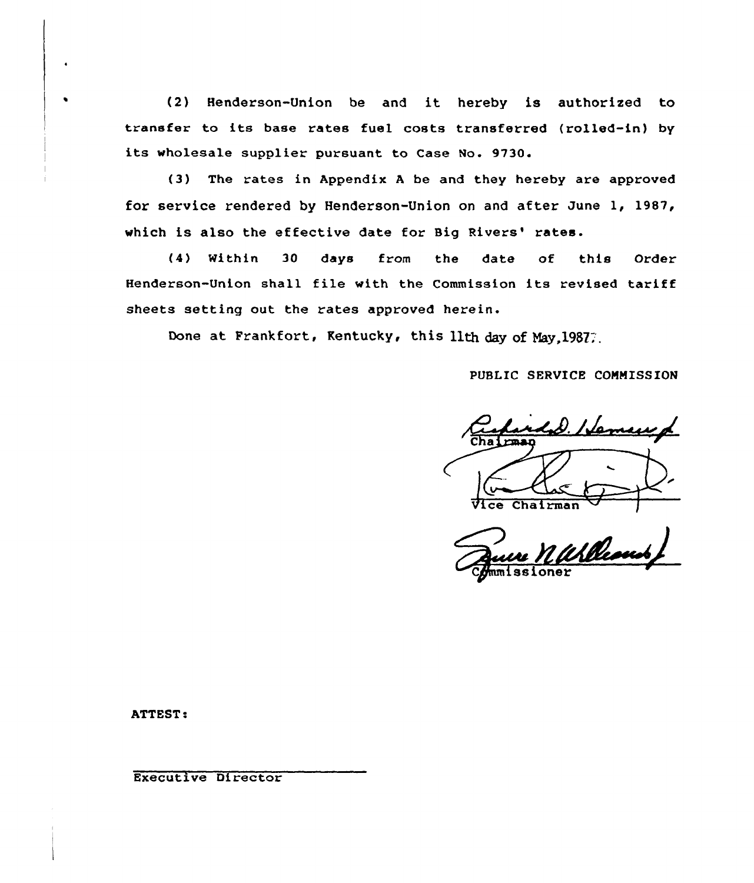(2) Henderson-Union be and it hereby is authorized to transfer to its base rates fuel costs transferred (rolled-in) by its wholesale supplier pursuant to Case No. 9730.

(3) The rates in Appendix A be and they hereby are approved for service rendered by Henderson-Union on and after June 1, 1987, which is also the effective date for Big Rivers' rates.

(4) Within 30 days from the date of this Order Henderson-Union shall file with the Commission its revised tariff sheets setting out the rates approved herein.

Done at Frankfort, Kentucky, this 11th day of May, 1987.

PUBLIC SERVICE COMMISSION

Chairman

Vice Chairman

Commissioner

ATTEST:

Executive Director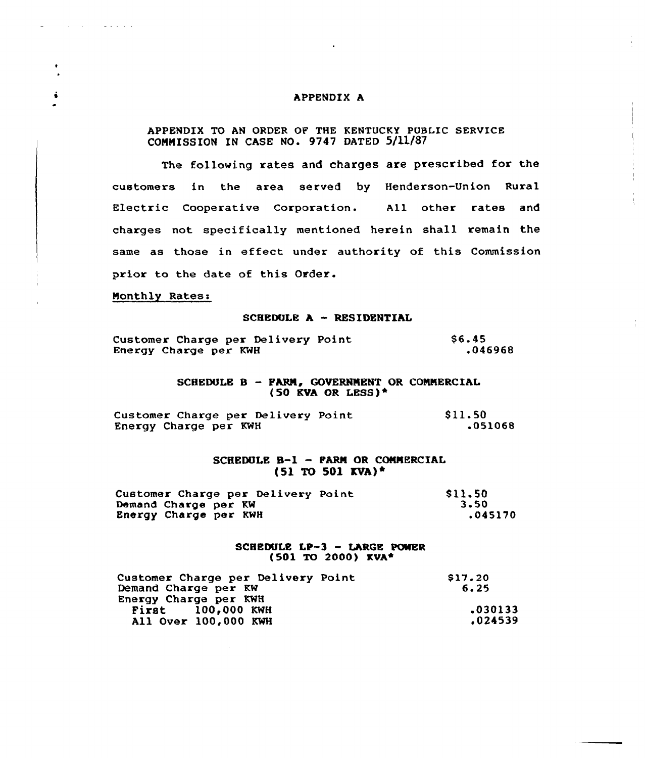# APPENDIX A

APPENDIX TO AN ORDER OF THE KENTUCKY PUBLIC SERVICE COMMISSION IN CASE NO. 9747 DATED 5/11/87

The following rates and charges are prescribed for the customers in the area served by Henderson-Union Rural Electric Cooperative Corporation. All other rates and charges not specifically mentioned herein shall remain the same as those in effect under authority of this Commission prior to the date of this Order.

Monthly Rates:

### SCHEDULE A - RESIDENTIAL

| | |
|---|---|
| Customer Charge per Delivery Point | $6.45 |
| Energy Charge per KWH | .046968 |

### SCHEDULE B - FARM, GOVERNMENT OR COMMERCIAL (50 KVA OR LESS)*

| | |
|---|---|
| Customer Charge per Delivery Point | $11.50 |
| Energy Charge per KWH | .051068 |

### SCHEDULE B-1 - FARM OR COMMERCIAL (51 TO 501 KVA)*

| | |
|---|---|
| Customer Charge per Delivery Point | $11.50 |
| Demand Charge per KW | 3.50 |
| Energy Charge per KWH | .045170 |

### SCHEDULE LP-3 - LARGE POWER (501 TO 2000) KVA*

| | |
|---|---|
| Customer Charge per Delivery Point | $17.20 |
| Demand Charge per KW | 6.25 |
| Energy Charge per KWH | |
| First 100,000 KWH | .030133 |
| All Over 100,000 KWH | .024539 |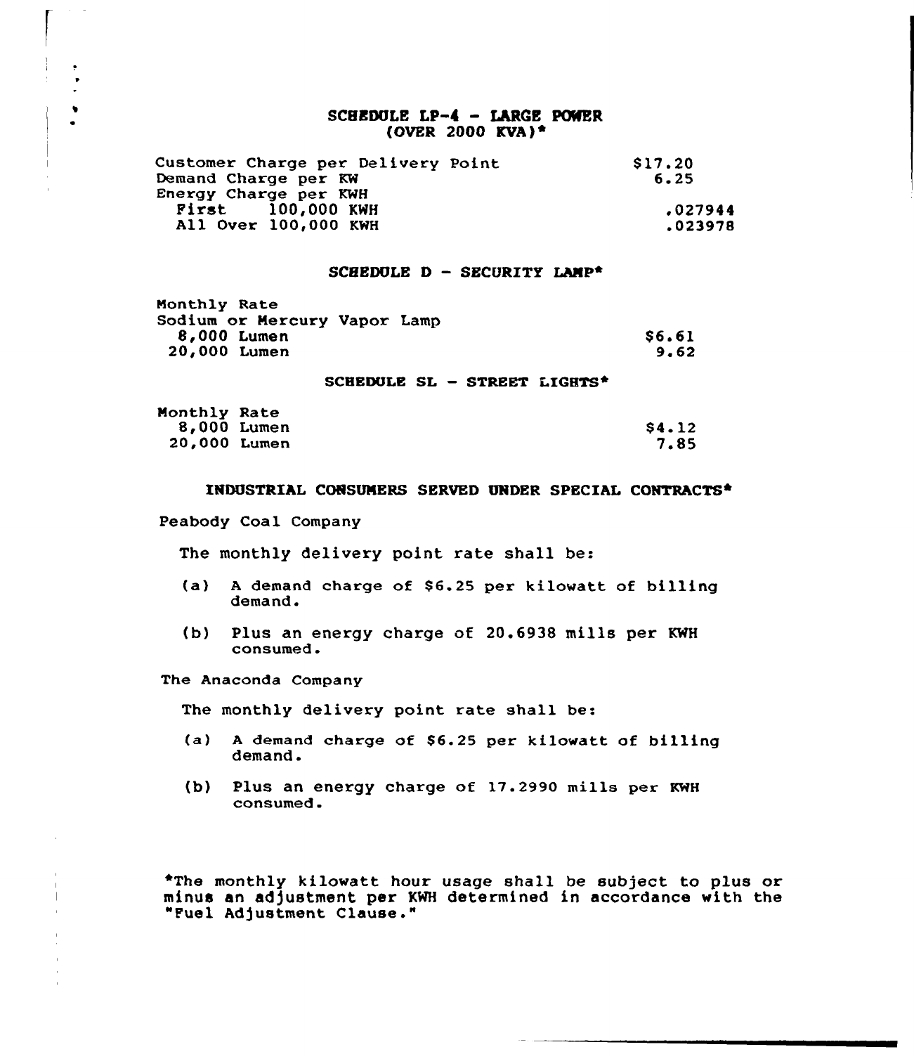## SCHEDULE LP-4 - LARGE POWER (OVER 2000 KVA)*

| | |
|---|---|
| Customer Charge per Delivery Point | $17.20 |
| Demand Charge per KW | 6.25 |
| Energy Charge per KWH | |
| First 100,000 KWH | .027944 |
| All Over 100,000 KWH | .023978 |

## SCHEDULE D - SECURITY LAMP*

| | |
|---|---|
| Monthly Rate | |
| Sodium or Mercury Vapor Lamp | |
| 8,000 Lumen | $6.61 |
| 20,000 Lumen | 9.62 |

## SCHEDULE SL - STREET LIGHTS*

| | |
|---|---|
| Monthly Rate | |
| 8,000 Lumen | $4.12 |
| 20,000 Lumen | 7.85 |

## INDUSTRIAL CONSUMERS SERVED UNDER SPECIAL CONTRACTS*

Peabody Coal Company

The monthly delivery point rate shall be:

(a) A demand charge of $6.25 per kilowatt of billing demand.

(b) Plus an energy charge of 20.6938 mills per KWH consumed.

The Anaconda Company

The monthly delivery point rate shall be:

(a) A demand charge of $6.25 per kilowatt of billing demand.

(b) Plus an energy charge of 17.2990 mills per KWH consumed.

*The monthly kilowatt hour usage shall be subject to plus or minus an adjustment per KWH determined in accordance with the "Fuel Adjustment Clause."